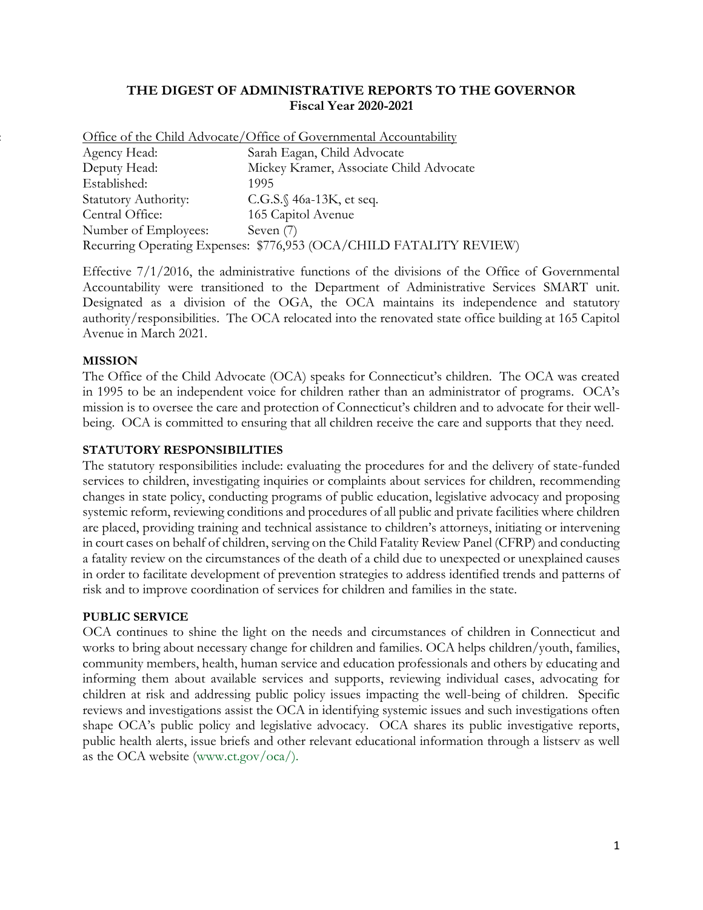# THE DIGEST OF ADMINISTRATIVE REPORTS TO THE GOVERNOR
## Fiscal Year 2020-2021

Office of the Child Advocate/Office of Governmental Accountability

Agency Head: Sarah Eagan, Child Advocate
Deputy Head: Mickey Kramer, Associate Child Advocate
Established: 1995
Statutory Authority: C.G.S.§ 46a-13K, et seq.
Central Office: 165 Capitol Avenue
Number of Employees: Seven (7)
Recurring Operating Expenses: $776,953 (OCA/CHILD FATALITY REVIEW)

Effective 7/1/2016, the administrative functions of the divisions of the Office of Governmental Accountability were transitioned to the Department of Administrative Services SMART unit. Designated as a division of the OGA, the OCA maintains its independence and statutory authority/responsibilities. The OCA relocated into the renovated state office building at 165 Capitol Avenue in March 2021.

**MISSION**

The Office of the Child Advocate (OCA) speaks for Connecticut's children. The OCA was created in 1995 to be an independent voice for children rather than an administrator of programs. OCA's mission is to oversee the care and protection of Connecticut's children and to advocate for their well-being. OCA is committed to ensuring that all children receive the care and supports that they need.

**STATUTORY RESPONSIBILITIES**

The statutory responsibilities include: evaluating the procedures for and the delivery of state-funded services to children, investigating inquiries or complaints about services for children, recommending changes in state policy, conducting programs of public education, legislative advocacy and proposing systemic reform, reviewing conditions and procedures of all public and private facilities where children are placed, providing training and technical assistance to children's attorneys, initiating or intervening in court cases on behalf of children, serving on the Child Fatality Review Panel (CFRP) and conducting a fatality review on the circumstances of the death of a child due to unexpected or unexplained causes in order to facilitate development of prevention strategies to address identified trends and patterns of risk and to improve coordination of services for children and families in the state.

**PUBLIC SERVICE**

OCA continues to shine the light on the needs and circumstances of children in Connecticut and works to bring about necessary change for children and families. OCA helps children/youth, families, community members, health, human service and education professionals and others by educating and informing them about available services and supports, reviewing individual cases, advocating for children at risk and addressing public policy issues impacting the well-being of children. Specific reviews and investigations assist the OCA in identifying systemic issues and such investigations often shape OCA's public policy and legislative advocacy. OCA shares its public investigative reports, public health alerts, issue briefs and other relevant educational information through a listserv as well as the OCA website (www.ct.gov/oca/).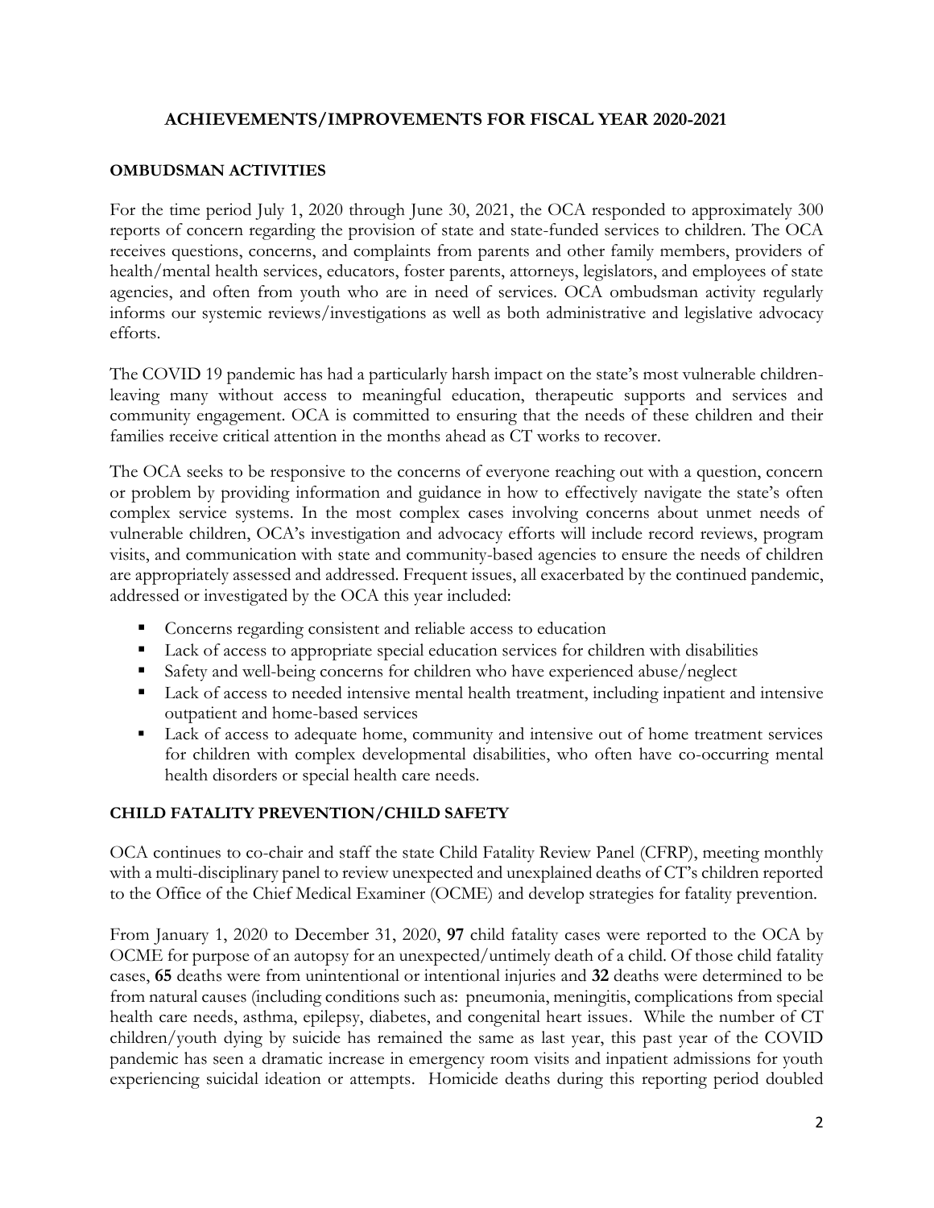## ACHIEVEMENTS/IMPROVEMENTS FOR FISCAL YEAR 2020-2021

### OMBUDSMAN ACTIVITIES

For the time period July 1, 2020 through June 30, 2021, the OCA responded to approximately 300 reports of concern regarding the provision of state and state-funded services to children. The OCA receives questions, concerns, and complaints from parents and other family members, providers of health/mental health services, educators, foster parents, attorneys, legislators, and employees of state agencies, and often from youth who are in need of services. OCA ombudsman activity regularly informs our systemic reviews/investigations as well as both administrative and legislative advocacy efforts.

The COVID 19 pandemic has had a particularly harsh impact on the state's most vulnerable children-leaving many without access to meaningful education, therapeutic supports and services and community engagement. OCA is committed to ensuring that the needs of these children and their families receive critical attention in the months ahead as CT works to recover.

The OCA seeks to be responsive to the concerns of everyone reaching out with a question, concern or problem by providing information and guidance in how to effectively navigate the state's often complex service systems. In the most complex cases involving concerns about unmet needs of vulnerable children, OCA's investigation and advocacy efforts will include record reviews, program visits, and communication with state and community-based agencies to ensure the needs of children are appropriately assessed and addressed. Frequent issues, all exacerbated by the continued pandemic, addressed or investigated by the OCA this year included:

- Concerns regarding consistent and reliable access to education
- Lack of access to appropriate special education services for children with disabilities
- Safety and well-being concerns for children who have experienced abuse/neglect
- Lack of access to needed intensive mental health treatment, including inpatient and intensive outpatient and home-based services
- Lack of access to adequate home, community and intensive out of home treatment services for children with complex developmental disabilities, who often have co-occurring mental health disorders or special health care needs.

### CHILD FATALITY PREVENTION/CHILD SAFETY

OCA continues to co-chair and staff the state Child Fatality Review Panel (CFRP), meeting monthly with a multi-disciplinary panel to review unexpected and unexplained deaths of CT's children reported to the Office of the Chief Medical Examiner (OCME) and develop strategies for fatality prevention.

From January 1, 2020 to December 31, 2020, **97** child fatality cases were reported to the OCA by OCME for purpose of an autopsy for an unexpected/untimely death of a child. Of those child fatality cases, **65** deaths were from unintentional or intentional injuries and **32** deaths were determined to be from natural causes (including conditions such as: pneumonia, meningitis, complications from special health care needs, asthma, epilepsy, diabetes, and congenital heart issues. While the number of CT children/youth dying by suicide has remained the same as last year, this past year of the COVID pandemic has seen a dramatic increase in emergency room visits and inpatient admissions for youth experiencing suicidal ideation or attempts. Homicide deaths during this reporting period doubled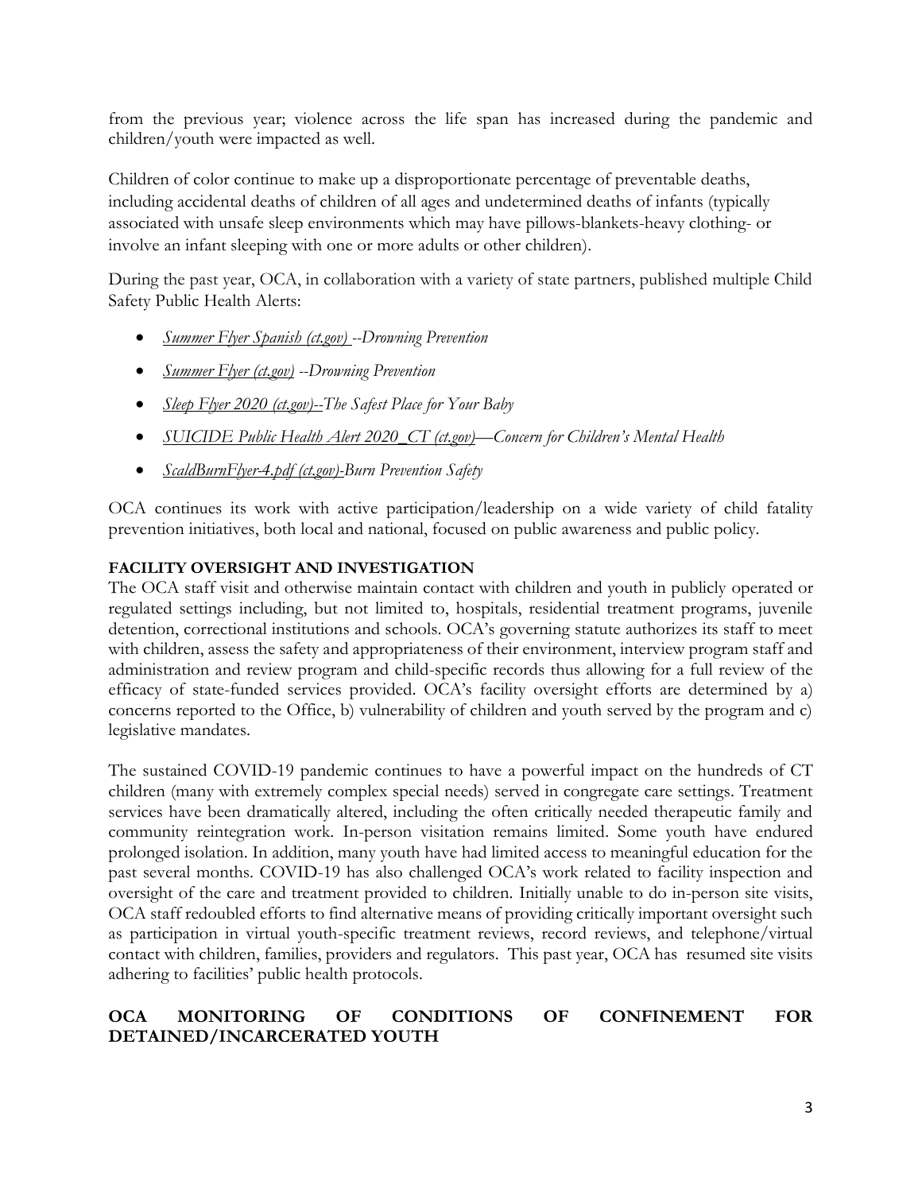from the previous year; violence across the life span has increased during the pandemic and children/youth were impacted as well.

Children of color continue to make up a disproportionate percentage of preventable deaths, including accidental deaths of children of all ages and undetermined deaths of infants (typically associated with unsafe sleep environments which may have pillows-blankets-heavy clothing- or involve an infant sleeping with one or more adults or other children).

During the past year, OCA, in collaboration with a variety of state partners, published multiple Child Safety Public Health Alerts:

- *Summer Flyer Spanish (ct.gov) --Drowning Prevention*
- *Summer Flyer (ct.gov) --Drowning Prevention*
- *Sleep Flyer 2020 (ct.gov)--The Safest Place for Your Baby*
- *SUICIDE Public Health Alert 2020_CT (ct.gov)—Concern for Children's Mental Health*
- *ScaldBurnFlyer-4.pdf (ct.gov)-Burn Prevention Safety*

OCA continues its work with active participation/leadership on a wide variety of child fatality prevention initiatives, both local and national, focused on public awareness and public policy.

**FACILITY OVERSIGHT AND INVESTIGATION**

The OCA staff visit and otherwise maintain contact with children and youth in publicly operated or regulated settings including, but not limited to, hospitals, residential treatment programs, juvenile detention, correctional institutions and schools. OCA's governing statute authorizes its staff to meet with children, assess the safety and appropriateness of their environment, interview program staff and administration and review program and child-specific records thus allowing for a full review of the efficacy of state-funded services provided. OCA's facility oversight efforts are determined by a) concerns reported to the Office, b) vulnerability of children and youth served by the program and c) legislative mandates.

The sustained COVID-19 pandemic continues to have a powerful impact on the hundreds of CT children (many with extremely complex special needs) served in congregate care settings. Treatment services have been dramatically altered, including the often critically needed therapeutic family and community reintegration work. In-person visitation remains limited. Some youth have endured prolonged isolation. In addition, many youth have had limited access to meaningful education for the past several months. COVID-19 has also challenged OCA's work related to facility inspection and oversight of the care and treatment provided to children. Initially unable to do in-person site visits, OCA staff redoubled efforts to find alternative means of providing critically important oversight such as participation in virtual youth-specific treatment reviews, record reviews, and telephone/virtual contact with children, families, providers and regulators. This past year, OCA has resumed site visits adhering to facilities' public health protocols.

**OCA MONITORING OF CONDITIONS OF CONFINEMENT FOR DETAINED/INCARCERATED YOUTH**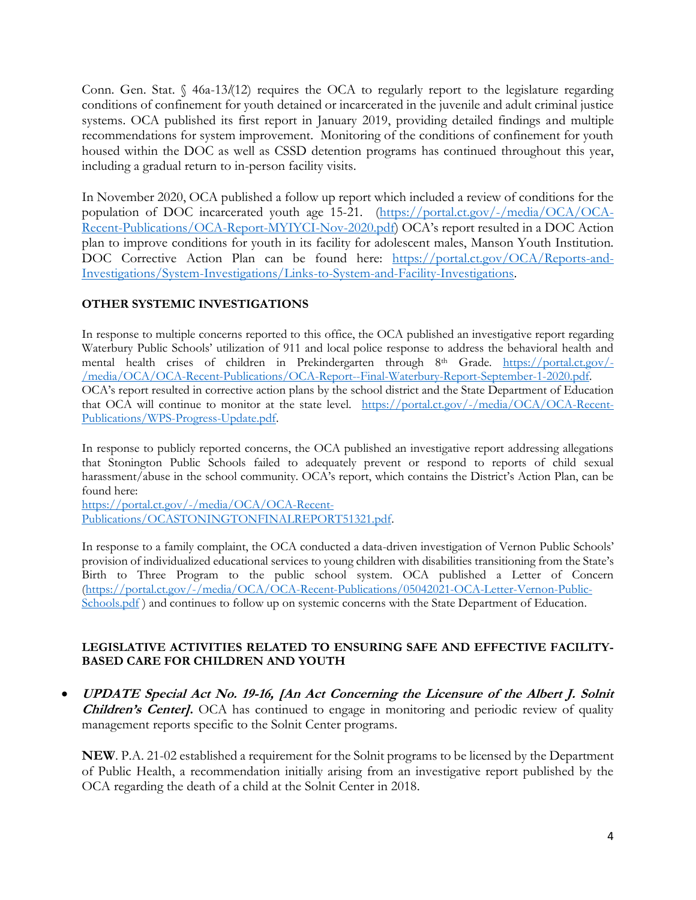Conn. Gen. Stat. § 46a-13*l*(12) requires the OCA to regularly report to the legislature regarding conditions of confinement for youth detained or incarcerated in the juvenile and adult criminal justice systems. OCA published its first report in January 2019, providing detailed findings and multiple recommendations for system improvement. Monitoring of the conditions of confinement for youth housed within the DOC as well as CSSD detention programs has continued throughout this year, including a gradual return to in-person facility visits.

In November 2020, OCA published a follow up report which included a review of conditions for the population of DOC incarcerated youth age 15-21. (https://portal.ct.gov/-/media/OCA/OCA-Recent-Publications/OCA-Report-MYIYCI-Nov-2020.pdf) OCA's report resulted in a DOC Action plan to improve conditions for youth in its facility for adolescent males, Manson Youth Institution. DOC Corrective Action Plan can be found here: https://portal.ct.gov/OCA/Reports-and-Investigations/System-Investigations/Links-to-System-and-Facility-Investigations.

**OTHER SYSTEMIC INVESTIGATIONS**

In response to multiple concerns reported to this office, the OCA published an investigative report regarding Waterbury Public Schools' utilization of 911 and local police response to address the behavioral health and mental health crises of children in Prekindergarten through 8th Grade. https://portal.ct.gov/-/media/OCA/OCA-Recent-Publications/OCA-Report--Final-Waterbury-Report-September-1-2020.pdf. OCA's report resulted in corrective action plans by the school district and the State Department of Education that OCA will continue to monitor at the state level. https://portal.ct.gov/-/media/OCA/OCA-Recent-Publications/WPS-Progress-Update.pdf.

In response to publicly reported concerns, the OCA published an investigative report addressing allegations that Stonington Public Schools failed to adequately prevent or respond to reports of child sexual harassment/abuse in the school community. OCA's report, which contains the District's Action Plan, can be found here:
https://portal.ct.gov/-/media/OCA/OCA-Recent-Publications/OCASTONINGTONFINALREPORT51321.pdf.

In response to a family complaint, the OCA conducted a data-driven investigation of Vernon Public Schools' provision of individualized educational services to young children with disabilities transitioning from the State's Birth to Three Program to the public school system. OCA published a Letter of Concern (https://portal.ct.gov/-/media/OCA/OCA-Recent-Publications/05042021-OCA-Letter-Vernon-Public-Schools.pdf ) and continues to follow up on systemic concerns with the State Department of Education.

**LEGISLATIVE ACTIVITIES RELATED TO ENSURING SAFE AND EFFECTIVE FACILITY-BASED CARE FOR CHILDREN AND YOUTH**

- ***UPDATE Special Act No. 19-16, [An Act Concerning the Licensure of the Albert J. Solnit Children's Center].*** OCA has continued to engage in monitoring and periodic review of quality management reports specific to the Solnit Center programs.

  **NEW**. P.A. 21-02 established a requirement for the Solnit programs to be licensed by the Department of Public Health, a recommendation initially arising from an investigative report published by the OCA regarding the death of a child at the Solnit Center in 2018.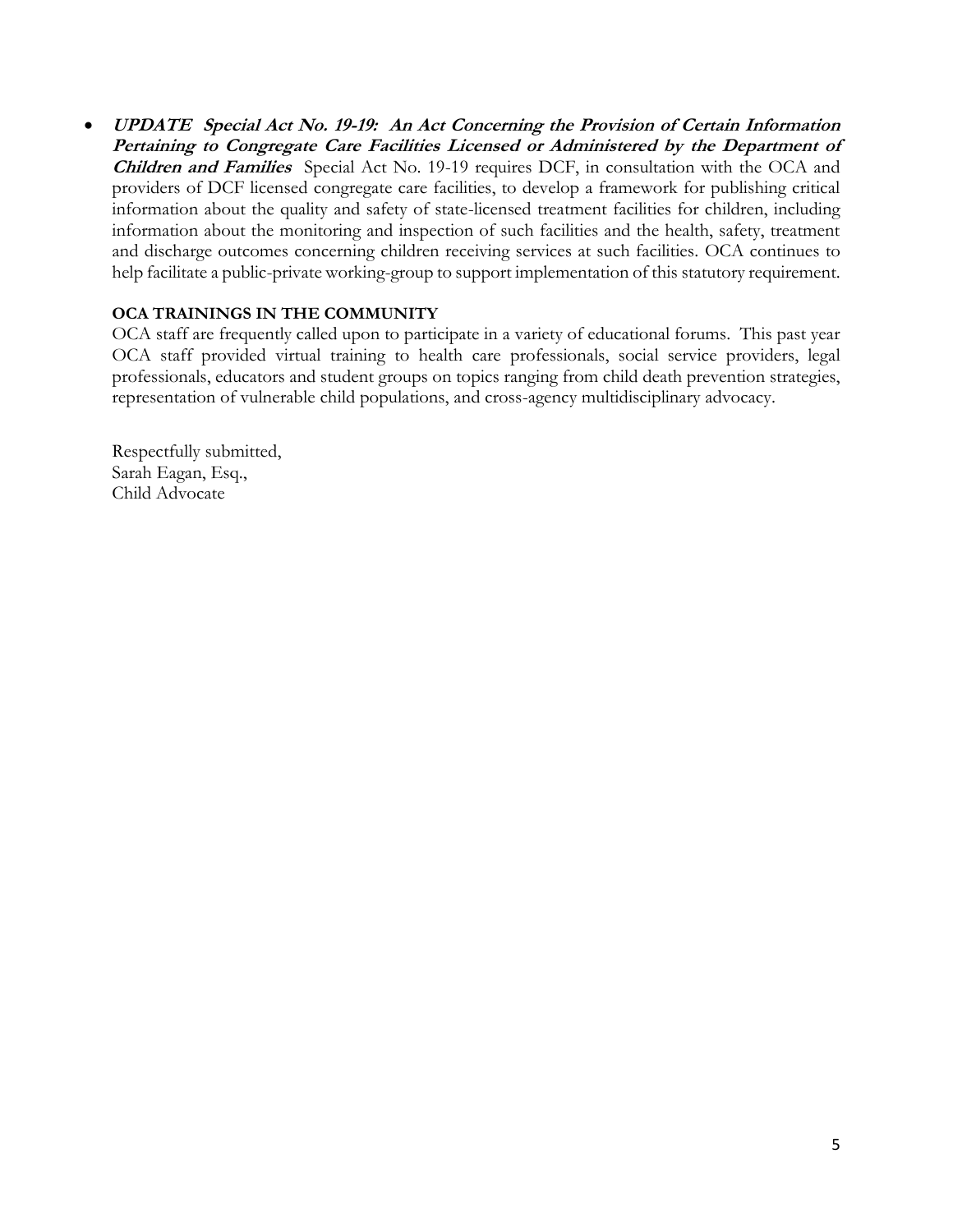- ***UPDATE Special Act No. 19-19: An Act Concerning the Provision of Certain Information Pertaining to Congregate Care Facilities Licensed or Administered by the Department of Children and Families*** Special Act No. 19-19 requires DCF, in consultation with the OCA and providers of DCF licensed congregate care facilities, to develop a framework for publishing critical information about the quality and safety of state-licensed treatment facilities for children, including information about the monitoring and inspection of such facilities and the health, safety, treatment and discharge outcomes concerning children receiving services at such facilities. OCA continues to help facilitate a public-private working-group to support implementation of this statutory requirement.

**OCA TRAININGS IN THE COMMUNITY**

OCA staff are frequently called upon to participate in a variety of educational forums. This past year OCA staff provided virtual training to health care professionals, social service providers, legal professionals, educators and student groups on topics ranging from child death prevention strategies, representation of vulnerable child populations, and cross-agency multidisciplinary advocacy.

Respectfully submitted,
Sarah Eagan, Esq.,
Child Advocate